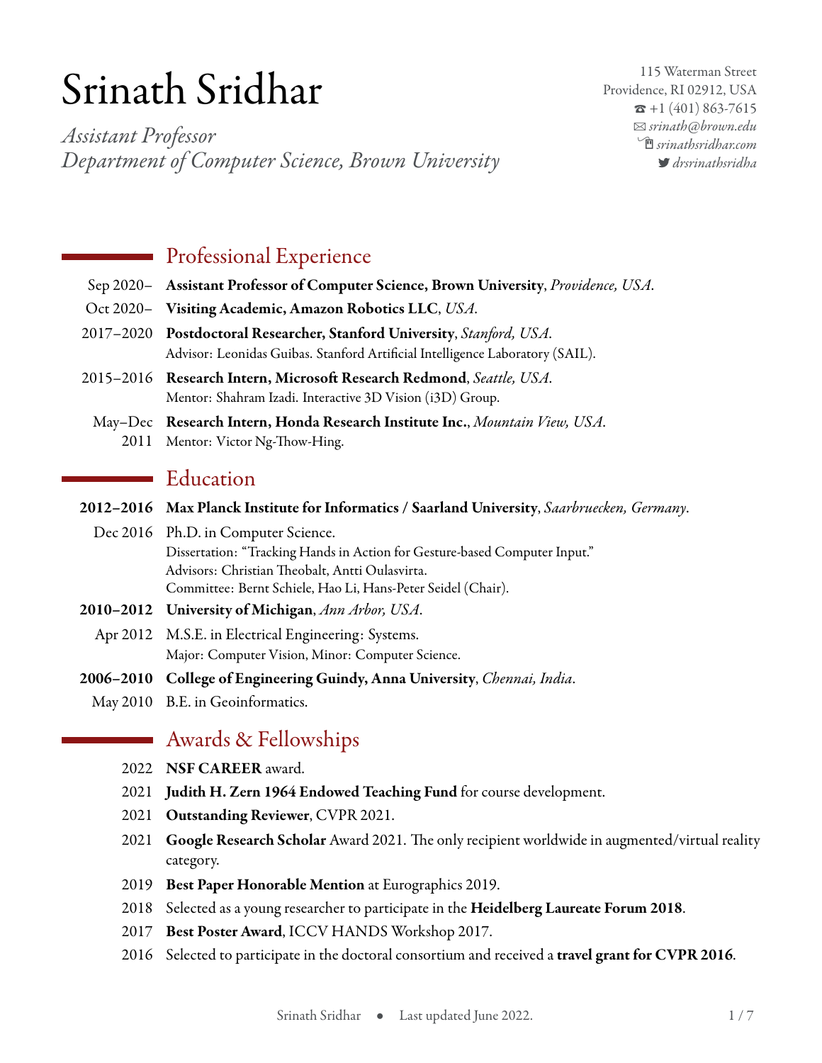# Srinath Sridhar

*Assistant Professor*
*Department of Computer Science, Brown University*

115 Waterman Street
Providence, RI 02912, USA
☎ +1 (401) 863-7615
✉ *srinath@brown.edu*
*srinathsridhar.com*
*drsrinathsridha*

## Professional Experience

Sep 2020– **Assistant Professor of Computer Science, Brown University**, *Providence, USA*.

Oct 2020– **Visiting Academic, Amazon Robotics LLC**, *USA*.

2017–2020 **Postdoctoral Researcher, Stanford University**, *Stanford, USA*.
Advisor: Leonidas Guibas. Stanford Artificial Intelligence Laboratory (SAIL).

2015–2016 **Research Intern, Microsoft Research Redmond**, *Seattle, USA*.
Mentor: Shahram Izadi. Interactive 3D Vision (i3D) Group.

May–Dec 2011 **Research Intern, Honda Research Institute Inc.**, *Mountain View, USA*.
Mentor: Victor Ng-Thow-Hing.

## Education

**2012–2016** **Max Planck Institute for Informatics / Saarland University**, *Saarbruecken, Germany*.

Dec 2016 Ph.D. in Computer Science.
Dissertation: "Tracking Hands in Action for Gesture-based Computer Input."
Advisors: Christian Theobalt, Antti Oulasvirta.
Committee: Bernt Schiele, Hao Li, Hans-Peter Seidel (Chair).

**2010–2012** **University of Michigan**, *Ann Arbor, USA*.

Apr 2012 M.S.E. in Electrical Engineering: Systems.
Major: Computer Vision, Minor: Computer Science.

**2006–2010** **College of Engineering Guindy, Anna University**, *Chennai, India*.

May 2010 B.E. in Geoinformatics.

## Awards & Fellowships

2022 **NSF CAREER** award.

2021 **Judith H. Zern 1964 Endowed Teaching Fund** for course development.

2021 **Outstanding Reviewer**, CVPR 2021.

2021 **Google Research Scholar** Award 2021. The only recipient worldwide in augmented/virtual reality category.

2019 **Best Paper Honorable Mention** at Eurographics 2019.

2018 Selected as a young researcher to participate in the **Heidelberg Laureate Forum 2018**.

2017 **Best Poster Award**, ICCV HANDS Workshop 2017.

2016 Selected to participate in the doctoral consortium and received a **travel grant for CVPR 2016**.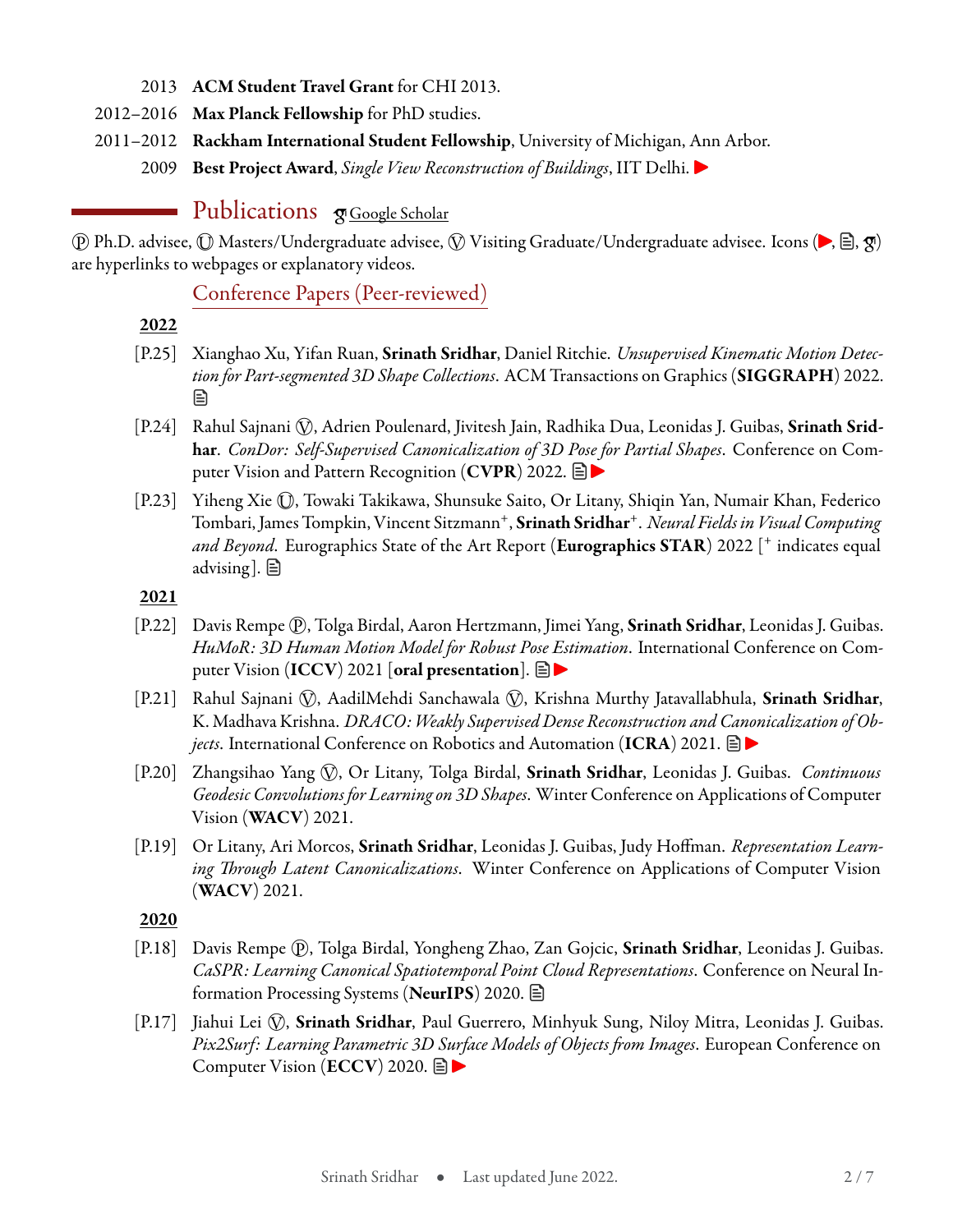- 2013 **ACM Student Travel Grant** for CHI 2013.
- 2012–2016 **Max Planck Fellowship** for PhD studies.
- 2011–2012 **Rackham International Student Fellowship**, University of Michigan, Ann Arbor.
- 2009 **Best Project Award**, *Single View Reconstruction of Buildings*, IIT Delhi. ▶

## Publications — Google Scholar

Ⓟ Ph.D. advisee, Ⓤ Masters/Undergraduate advisee, Ⓥ Visiting Graduate/Undergraduate advisee. Icons (▶, 🗎, Google Scholar) are hyperlinks to webpages or explanatory videos.

### Conference Papers (Peer-reviewed)

**2022**

[P.25] Xianghao Xu, Yifan Ruan, **Srinath Sridhar**, Daniel Ritchie. *Unsupervised Kinematic Motion Detection for Part-segmented 3D Shape Collections*. ACM Transactions on Graphics (**SIGGRAPH**) 2022. 🗎

[P.24] Rahul Sajnani Ⓥ, Adrien Poulenard, Jivitesh Jain, Radhika Dua, Leonidas J. Guibas, **Srinath Sridhar**. *ConDor: Self-Supervised Canonicalization of 3D Pose for Partial Shapes*. Conference on Computer Vision and Pattern Recognition (**CVPR**) 2022. 🗎 ▶

[P.23] Yiheng Xie Ⓤ, Towaki Takikawa, Shunsuke Saito, Or Litany, Shiqin Yan, Numair Khan, Federico Tombari, James Tompkin, Vincent Sitzmann+, **Srinath Sridhar**+. *Neural Fields in Visual Computing and Beyond*. Eurographics State of the Art Report (**Eurographics STAR**) 2022 [+ indicates equal advising]. 🗎

**2021**

[P.22] Davis Rempe Ⓟ, Tolga Birdal, Aaron Hertzmann, Jimei Yang, **Srinath Sridhar**, Leonidas J. Guibas. *HuMoR: 3D Human Motion Model for Robust Pose Estimation*. International Conference on Computer Vision (**ICCV**) 2021 [**oral presentation**]. 🗎 ▶

[P.21] Rahul Sajnani Ⓥ, AadilMehdi Sanchawala Ⓥ, Krishna Murthy Jatavallabhula, **Srinath Sridhar**, K. Madhava Krishna. *DRACO: Weakly Supervised Dense Reconstruction and Canonicalization of Objects*. International Conference on Robotics and Automation (**ICRA**) 2021. 🗎 ▶

[P.20] Zhangsihao Yang Ⓥ, Or Litany, Tolga Birdal, **Srinath Sridhar**, Leonidas J. Guibas. *Continuous Geodesic Convolutions for Learning on 3D Shapes*. Winter Conference on Applications of Computer Vision (**WACV**) 2021.

[P.19] Or Litany, Ari Morcos, **Srinath Sridhar**, Leonidas J. Guibas, Judy Hoffman. *Representation Learning Through Latent Canonicalizations*. Winter Conference on Applications of Computer Vision (**WACV**) 2021.

**2020**

[P.18] Davis Rempe Ⓟ, Tolga Birdal, Yongheng Zhao, Zan Gojcic, **Srinath Sridhar**, Leonidas J. Guibas. *CaSPR: Learning Canonical Spatiotemporal Point Cloud Representations*. Conference on Neural Information Processing Systems (**NeurIPS**) 2020. 🗎

[P.17] Jiahui Lei Ⓥ, **Srinath Sridhar**, Paul Guerrero, Minhyuk Sung, Niloy Mitra, Leonidas J. Guibas. *Pix2Surf: Learning Parametric 3D Surface Models of Objects from Images*. European Conference on Computer Vision (**ECCV**) 2020. 🗎 ▶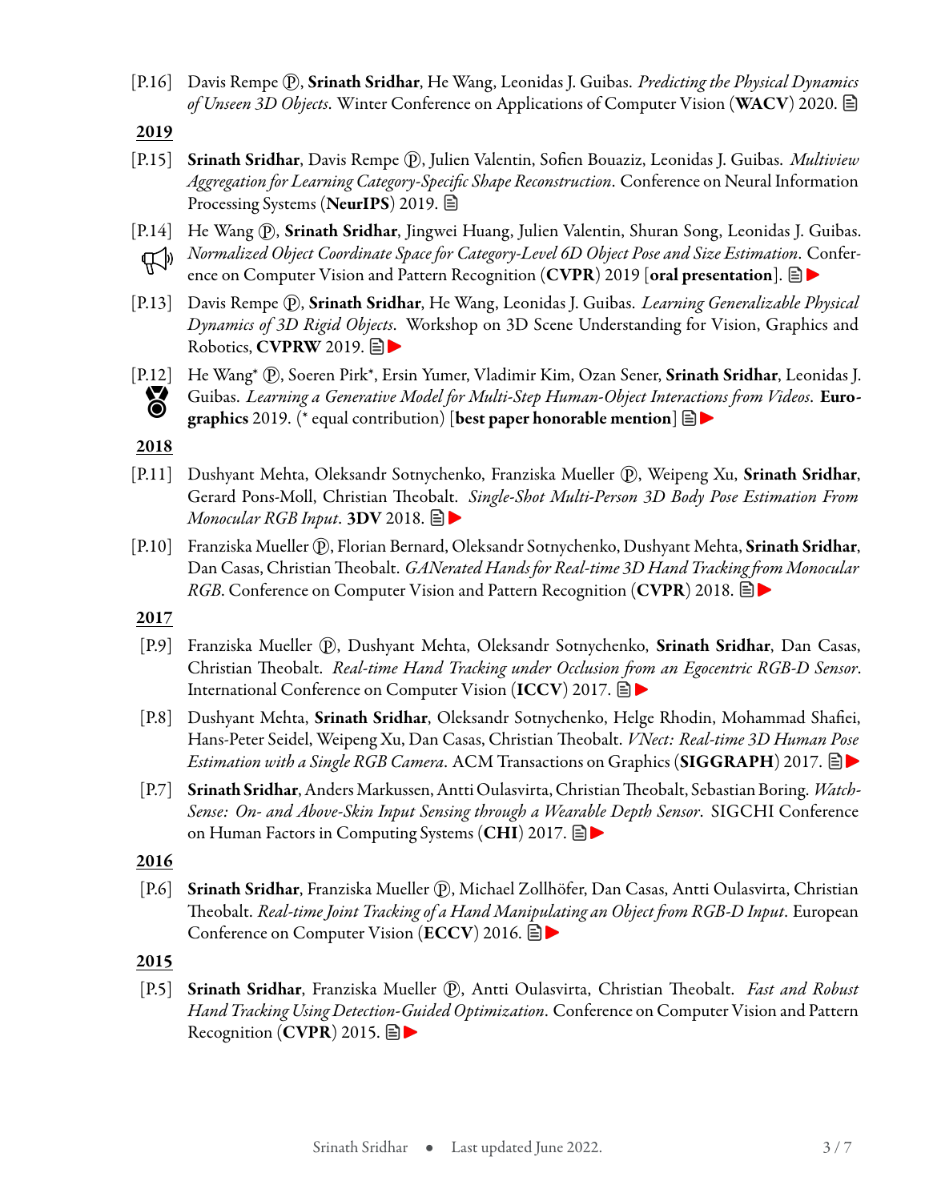[P.16] Davis Rempe Ⓟ, **Srinath Sridhar**, He Wang, Leonidas J. Guibas. *Predicting the Physical Dynamics of Unseen 3D Objects*. Winter Conference on Applications of Computer Vision (**WACV**) 2020.

**2019**

[P.15] **Srinath Sridhar**, Davis Rempe Ⓟ, Julien Valentin, Sofien Bouaziz, Leonidas J. Guibas. *Multiview Aggregation for Learning Category-Specific Shape Reconstruction*. Conference on Neural Information Processing Systems (**NeurIPS**) 2019.

[P.14] He Wang Ⓟ, **Srinath Sridhar**, Jingwei Huang, Julien Valentin, Shuran Song, Leonidas J. Guibas. *Normalized Object Coordinate Space for Category-Level 6D Object Pose and Size Estimation*. Conference on Computer Vision and Pattern Recognition (**CVPR**) 2019 [**oral presentation**].

[P.13] Davis Rempe Ⓟ, **Srinath Sridhar**, He Wang, Leonidas J. Guibas. *Learning Generalizable Physical Dynamics of 3D Rigid Objects*. Workshop on 3D Scene Understanding for Vision, Graphics and Robotics, **CVPRW** 2019.

[P.12] He Wang* Ⓟ, Soeren Pirk*, Ersin Yumer, Vladimir Kim, Ozan Sener, **Srinath Sridhar**, Leonidas J. Guibas. *Learning a Generative Model for Multi-Step Human-Object Interactions from Videos*. **Eurographics** 2019. (* equal contribution) [**best paper honorable mention**]

**2018**

[P.11] Dushyant Mehta, Oleksandr Sotnychenko, Franziska Mueller Ⓟ, Weipeng Xu, **Srinath Sridhar**, Gerard Pons-Moll, Christian Theobalt. *Single-Shot Multi-Person 3D Body Pose Estimation From Monocular RGB Input*. **3DV** 2018.

[P.10] Franziska Mueller Ⓟ, Florian Bernard, Oleksandr Sotnychenko, Dushyant Mehta, **Srinath Sridhar**, Dan Casas, Christian Theobalt. *GANerated Hands for Real-time 3D Hand Tracking from Monocular RGB*. Conference on Computer Vision and Pattern Recognition (**CVPR**) 2018.

**2017**

[P.9] Franziska Mueller Ⓟ, Dushyant Mehta, Oleksandr Sotnychenko, **Srinath Sridhar**, Dan Casas, Christian Theobalt. *Real-time Hand Tracking under Occlusion from an Egocentric RGB-D Sensor*. International Conference on Computer Vision (**ICCV**) 2017.

[P.8] Dushyant Mehta, **Srinath Sridhar**, Oleksandr Sotnychenko, Helge Rhodin, Mohammad Shafiei, Hans-Peter Seidel, Weipeng Xu, Dan Casas, Christian Theobalt. *VNect: Real-time 3D Human Pose Estimation with a Single RGB Camera*. ACM Transactions on Graphics (**SIGGRAPH**) 2017.

[P.7] **Srinath Sridhar**, Anders Markussen, Antti Oulasvirta, Christian Theobalt, Sebastian Boring. *WatchSense: On- and Above-Skin Input Sensing through a Wearable Depth Sensor*. SIGCHI Conference on Human Factors in Computing Systems (**CHI**) 2017.

**2016**

[P.6] **Srinath Sridhar**, Franziska Mueller Ⓟ, Michael Zollhöfer, Dan Casas, Antti Oulasvirta, Christian Theobalt. *Real-time Joint Tracking of a Hand Manipulating an Object from RGB-D Input*. European Conference on Computer Vision (**ECCV**) 2016.

**2015**

[P.5] **Srinath Sridhar**, Franziska Mueller Ⓟ, Antti Oulasvirta, Christian Theobalt. *Fast and Robust Hand Tracking Using Detection-Guided Optimization*. Conference on Computer Vision and Pattern Recognition (**CVPR**) 2015.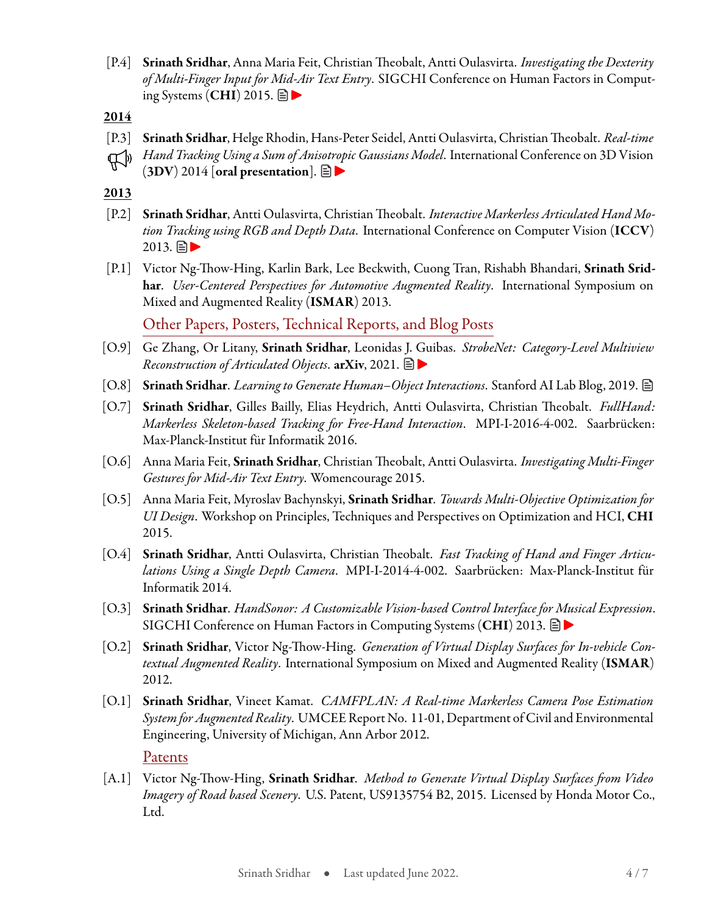[P.4] **Srinath Sridhar**, Anna Maria Feit, Christian Theobalt, Antti Oulasvirta. *Investigating the Dexterity of Multi-Finger Input for Mid-Air Text Entry*. SIGCHI Conference on Human Factors in Computing Systems (**CHI**) 2015.

**2014**

[P.3] **Srinath Sridhar**, Helge Rhodin, Hans-Peter Seidel, Antti Oulasvirta, Christian Theobalt. *Real-time Hand Tracking Using a Sum of Anisotropic Gaussians Model*. International Conference on 3D Vision (**3DV**) 2014 [**oral presentation**].

**2013**

[P.2] **Srinath Sridhar**, Antti Oulasvirta, Christian Theobalt. *Interactive Markerless Articulated Hand Motion Tracking using RGB and Depth Data*. International Conference on Computer Vision (**ICCV**) 2013.

[P.1] Victor Ng-Thow-Hing, Karlin Bark, Lee Beckwith, Cuong Tran, Rishabh Bhandari, **Srinath Sridhar**. *User-Centered Perspectives for Automotive Augmented Reality*. International Symposium on Mixed and Augmented Reality (**ISMAR**) 2013.

## Other Papers, Posters, Technical Reports, and Blog Posts

[O.9] Ge Zhang, Or Litany, **Srinath Sridhar**, Leonidas J. Guibas. *StrobeNet: Category-Level Multiview Reconstruction of Articulated Objects*. **arXiv**, 2021.

[O.8] **Srinath Sridhar**. *Learning to Generate Human–Object Interactions*. Stanford AI Lab Blog, 2019.

[O.7] **Srinath Sridhar**, Gilles Bailly, Elias Heydrich, Antti Oulasvirta, Christian Theobalt. *FullHand: Markerless Skeleton-based Tracking for Free-Hand Interaction*. MPI-I-2016-4-002. Saarbrücken: Max-Planck-Institut für Informatik 2016.

[O.6] Anna Maria Feit, **Srinath Sridhar**, Christian Theobalt, Antti Oulasvirta. *Investigating Multi-Finger Gestures for Mid-Air Text Entry*. Womencourage 2015.

[O.5] Anna Maria Feit, Myroslav Bachynskyi, **Srinath Sridhar**. *Towards Multi-Objective Optimization for UI Design*. Workshop on Principles, Techniques and Perspectives on Optimization and HCI, **CHI** 2015.

[O.4] **Srinath Sridhar**, Antti Oulasvirta, Christian Theobalt. *Fast Tracking of Hand and Finger Articulations Using a Single Depth Camera*. MPI-I-2014-4-002. Saarbrücken: Max-Planck-Institut für Informatik 2014.

[O.3] **Srinath Sridhar**. *HandSonor: A Customizable Vision-based Control Interface for Musical Expression*. SIGCHI Conference on Human Factors in Computing Systems (**CHI**) 2013.

[O.2] **Srinath Sridhar**, Victor Ng-Thow-Hing. *Generation of Virtual Display Surfaces for In-vehicle Contextual Augmented Reality*. International Symposium on Mixed and Augmented Reality (**ISMAR**) 2012.

[O.1] **Srinath Sridhar**, Vineet Kamat. *CAMFPLAN: A Real-time Markerless Camera Pose Estimation System for Augmented Reality*. UMCEE Report No. 11-01, Department of Civil and Environmental Engineering, University of Michigan, Ann Arbor 2012.

## Patents

[A.1] Victor Ng-Thow-Hing, **Srinath Sridhar**. *Method to Generate Virtual Display Surfaces from Video Imagery of Road based Scenery*. U.S. Patent, US9135754 B2, 2015. Licensed by Honda Motor Co., Ltd.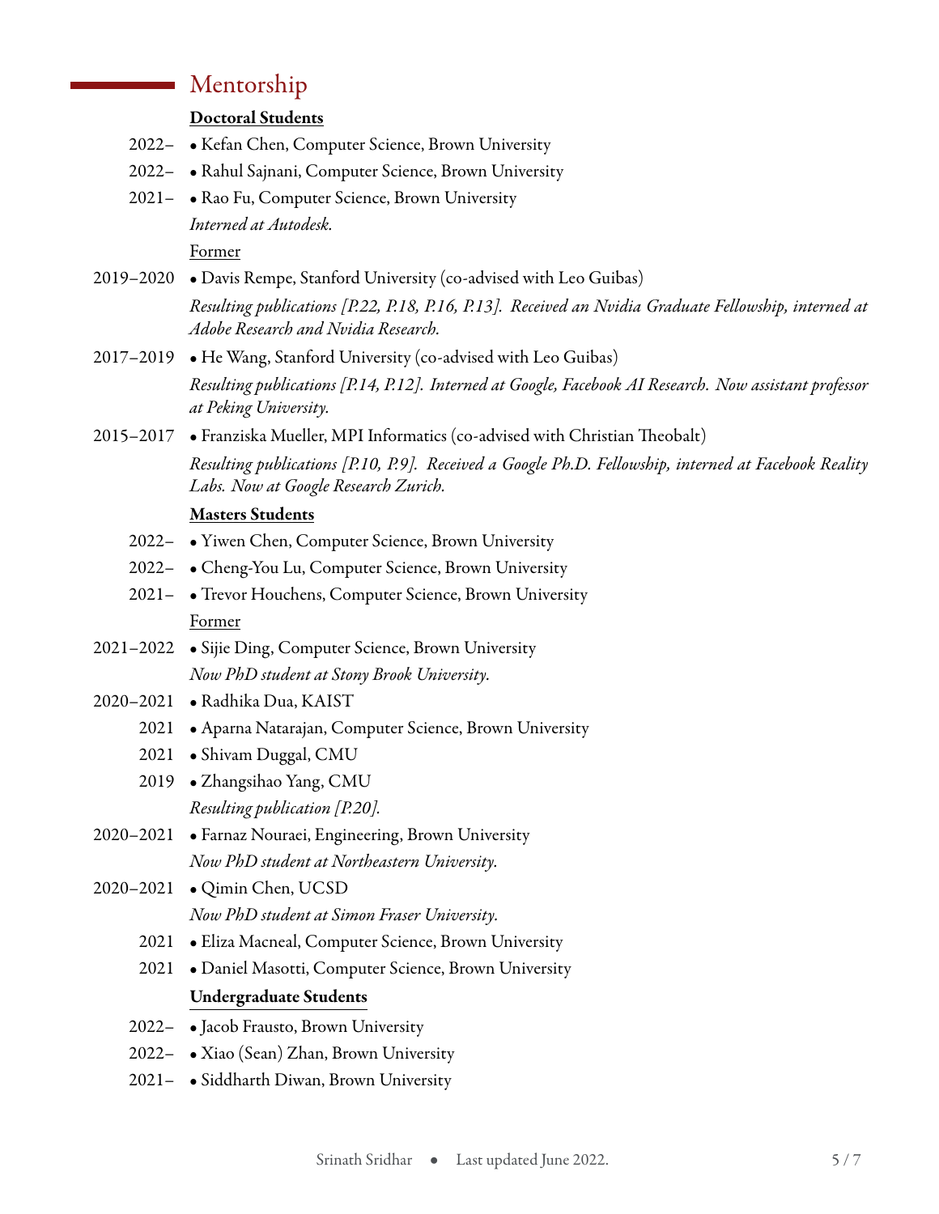## Mentorship

### Doctoral Students

- 2022– • Kefan Chen, Computer Science, Brown University
- 2022– • Rahul Sajnani, Computer Science, Brown University
- 2021– • Rao Fu, Computer Science, Brown University
  *Interned at Autodesk.*

Former

- 2019–2020 • Davis Rempe, Stanford University (co-advised with Leo Guibas)
  *Resulting publications [P.22, P.18, P.16, P.13]. Received an Nvidia Graduate Fellowship, interned at Adobe Research and Nvidia Research.*
- 2017–2019 • He Wang, Stanford University (co-advised with Leo Guibas)
  *Resulting publications [P.14, P.12]. Interned at Google, Facebook AI Research. Now assistant professor at Peking University.*
- 2015–2017 • Franziska Mueller, MPI Informatics (co-advised with Christian Theobalt)
  *Resulting publications [P.10, P.9]. Received a Google Ph.D. Fellowship, interned at Facebook Reality Labs. Now at Google Research Zurich.*

### Masters Students

- 2022– • Yiwen Chen, Computer Science, Brown University
- 2022– • Cheng-You Lu, Computer Science, Brown University
- 2021– • Trevor Houchens, Computer Science, Brown University

Former

- 2021–2022 • Sijie Ding, Computer Science, Brown University
  *Now PhD student at Stony Brook University.*
- 2020–2021 • Radhika Dua, KAIST
- 2021 • Aparna Natarajan, Computer Science, Brown University
- 2021 • Shivam Duggal, CMU
- 2019 • Zhangsihao Yang, CMU
  *Resulting publication [P.20].*
- 2020–2021 • Farnaz Nouraei, Engineering, Brown University
  *Now PhD student at Northeastern University.*
- 2020–2021 • Qimin Chen, UCSD
  *Now PhD student at Simon Fraser University.*
- 2021 • Eliza Macneal, Computer Science, Brown University
- 2021 • Daniel Masotti, Computer Science, Brown University

### Undergraduate Students

- 2022– • Jacob Frausto, Brown University
- 2022– • Xiao (Sean) Zhan, Brown University
- 2021– • Siddharth Diwan, Brown University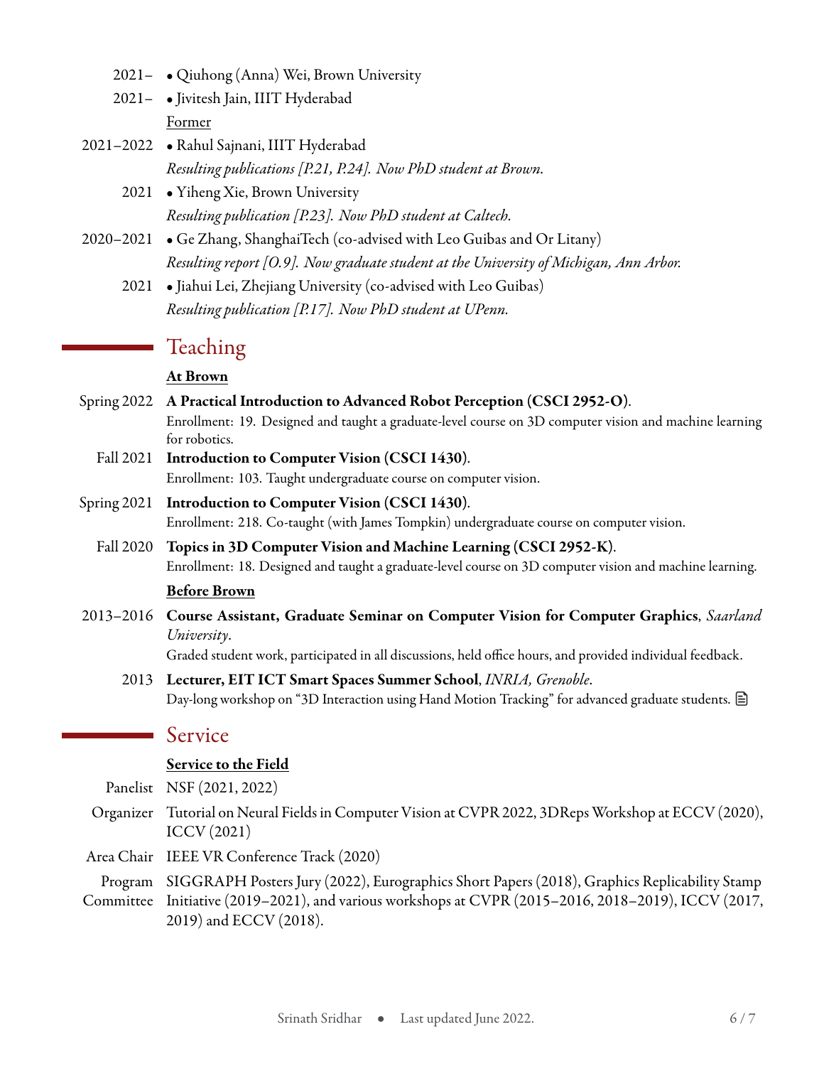- 2021– • Qiuhong (Anna) Wei, Brown University
- 2021– • Jivitesh Jain, IIIT Hyderabad

Former

- 2021–2022 • Rahul Sajnani, IIIT Hyderabad
  *Resulting publications [P.21, P.24]. Now PhD student at Brown.*
- 2021 • Yiheng Xie, Brown University
  *Resulting publication [P.23]. Now PhD student at Caltech.*
- 2020–2021 • Ge Zhang, ShanghaiTech (co-advised with Leo Guibas and Or Litany)
  *Resulting report [O.9]. Now graduate student at the University of Michigan, Ann Arbor.*
- 2021 • Jiahui Lei, Zhejiang University (co-advised with Leo Guibas)
  *Resulting publication [P.17]. Now PhD student at UPenn.*

## Teaching

### At Brown

Spring 2022 **A Practical Introduction to Advanced Robot Perception (CSCI 2952-O).**
Enrollment: 19. Designed and taught a graduate-level course on 3D computer vision and machine learning for robotics.

Fall 2021 **Introduction to Computer Vision (CSCI 1430).**
Enrollment: 103. Taught undergraduate course on computer vision.

Spring 2021 **Introduction to Computer Vision (CSCI 1430).**
Enrollment: 218. Co-taught (with James Tompkin) undergraduate course on computer vision.

Fall 2020 **Topics in 3D Computer Vision and Machine Learning (CSCI 2952-K).**
Enrollment: 18. Designed and taught a graduate-level course on 3D computer vision and machine learning.

### Before Brown

2013–2016 **Course Assistant, Graduate Seminar on Computer Vision for Computer Graphics**, *Saarland University*.
Graded student work, participated in all discussions, held office hours, and provided individual feedback.

2013 **Lecturer, EIT ICT Smart Spaces Summer School**, *INRIA, Grenoble*.
Day-long workshop on "3D Interaction using Hand Motion Tracking" for advanced graduate students.

## Service

### Service to the Field

Panelist NSF (2021, 2022)

Organizer Tutorial on Neural Fields in Computer Vision at CVPR 2022, 3DReps Workshop at ECCV (2020), ICCV (2021)

Area Chair IEEE VR Conference Track (2020)

Program Committee SIGGRAPH Posters Jury (2022), Eurographics Short Papers (2018), Graphics Replicability Stamp Initiative (2019–2021), and various workshops at CVPR (2015–2016, 2018–2019), ICCV (2017, 2019) and ECCV (2018).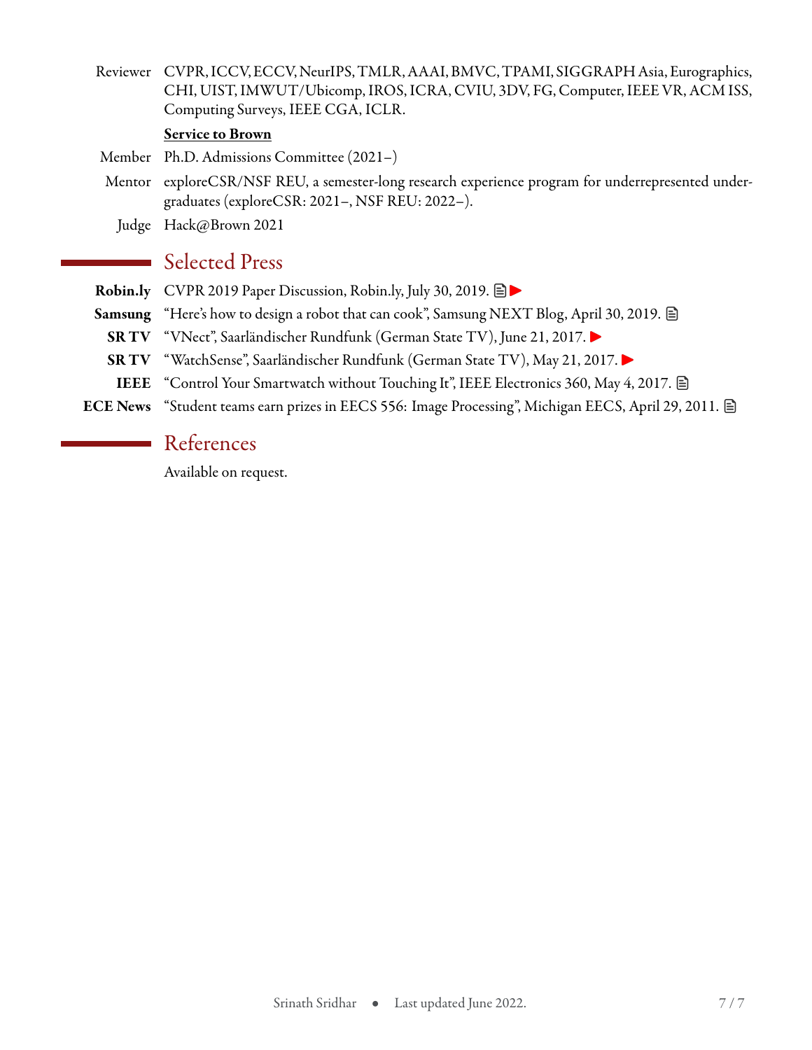Reviewer CVPR, ICCV, ECCV, NeurIPS, TMLR, AAAI, BMVC, TPAMI, SIGGRAPH Asia, Eurographics, CHI, UIST, IMWUT/Ubicomp, IROS, ICRA, CVIU, 3DV, FG, Computer, IEEE VR, ACM ISS, Computing Surveys, IEEE CGA, ICLR.

**Service to Brown**

Member Ph.D. Admissions Committee (2021–)

Mentor exploreCSR/NSF REU, a semester-long research experience program for underrepresented undergraduates (exploreCSR: 2021–, NSF REU: 2022–).

Judge Hack@Brown 2021

## Selected Press

**Robin.ly** CVPR 2019 Paper Discussion, Robin.ly, July 30, 2019.

**Samsung** "Here's how to design a robot that can cook", Samsung NEXT Blog, April 30, 2019.

**SR TV** "VNect", Saarländischer Rundfunk (German State TV), June 21, 2017.

**SR TV** "WatchSense", Saarländischer Rundfunk (German State TV), May 21, 2017.

**IEEE** "Control Your Smartwatch without Touching It", IEEE Electronics 360, May 4, 2017.

**ECE News** "Student teams earn prizes in EECS 556: Image Processing", Michigan EECS, April 29, 2011.

## References

Available on request.